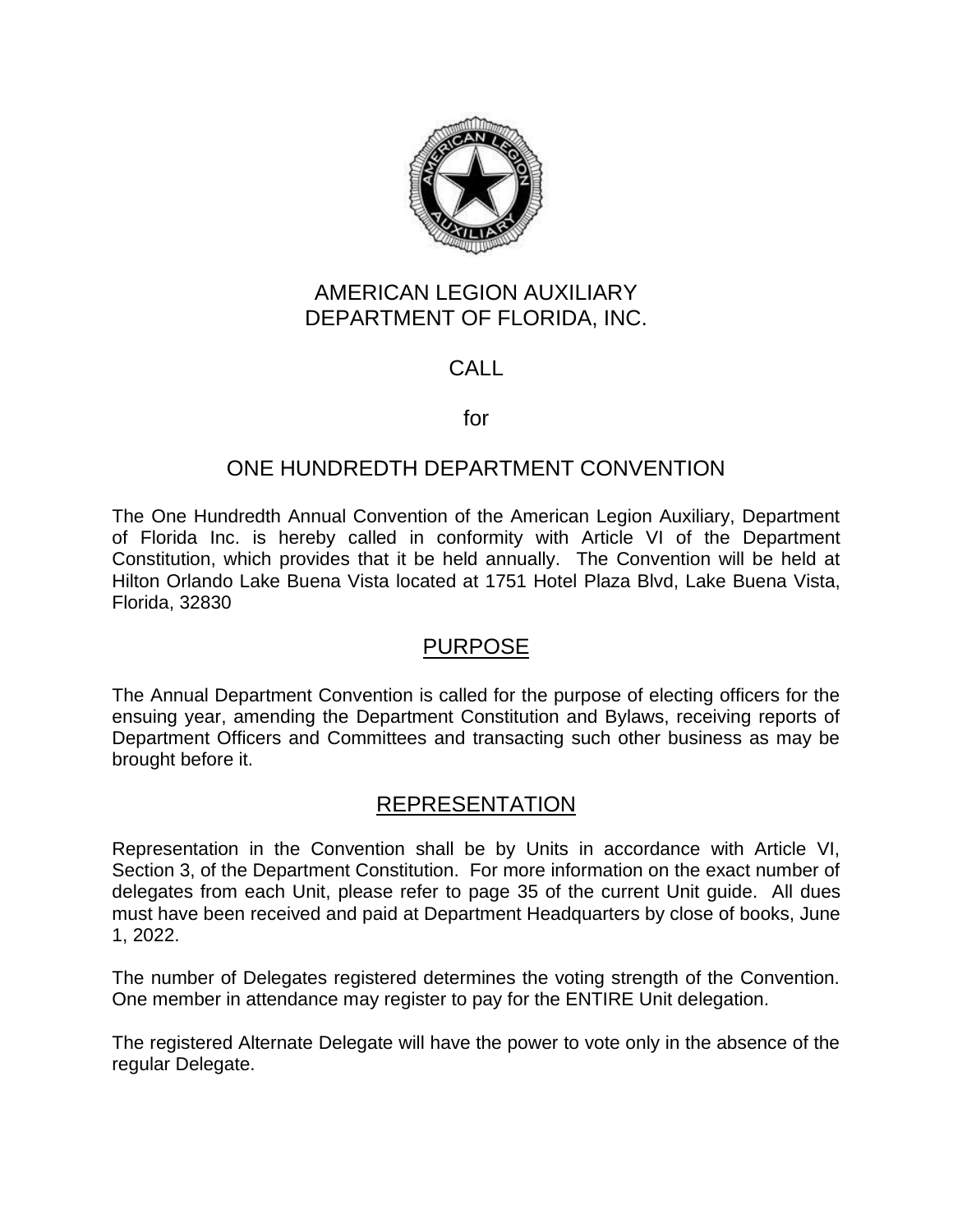# AMERICAN LEGION AUXILIARY
# DEPARTMENT OF FLORIDA, INC.

## CALL

for

## ONE HUNDREDTH DEPARTMENT CONVENTION

The One Hundredth Annual Convention of the American Legion Auxiliary, Department of Florida Inc. is hereby called in conformity with Article VI of the Department Constitution, which provides that it be held annually. The Convention will be held at Hilton Orlando Lake Buena Vista located at 1751 Hotel Plaza Blvd, Lake Buena Vista, Florida, 32830

## PURPOSE

The Annual Department Convention is called for the purpose of electing officers for the ensuing year, amending the Department Constitution and Bylaws, receiving reports of Department Officers and Committees and transacting such other business as may be brought before it.

## REPRESENTATION

Representation in the Convention shall be by Units in accordance with Article VI, Section 3, of the Department Constitution. For more information on the exact number of delegates from each Unit, please refer to page 35 of the current Unit guide. All dues must have been received and paid at Department Headquarters by close of books, June 1, 2022.

The number of Delegates registered determines the voting strength of the Convention. One member in attendance may register to pay for the ENTIRE Unit delegation.

The registered Alternate Delegate will have the power to vote only in the absence of the regular Delegate.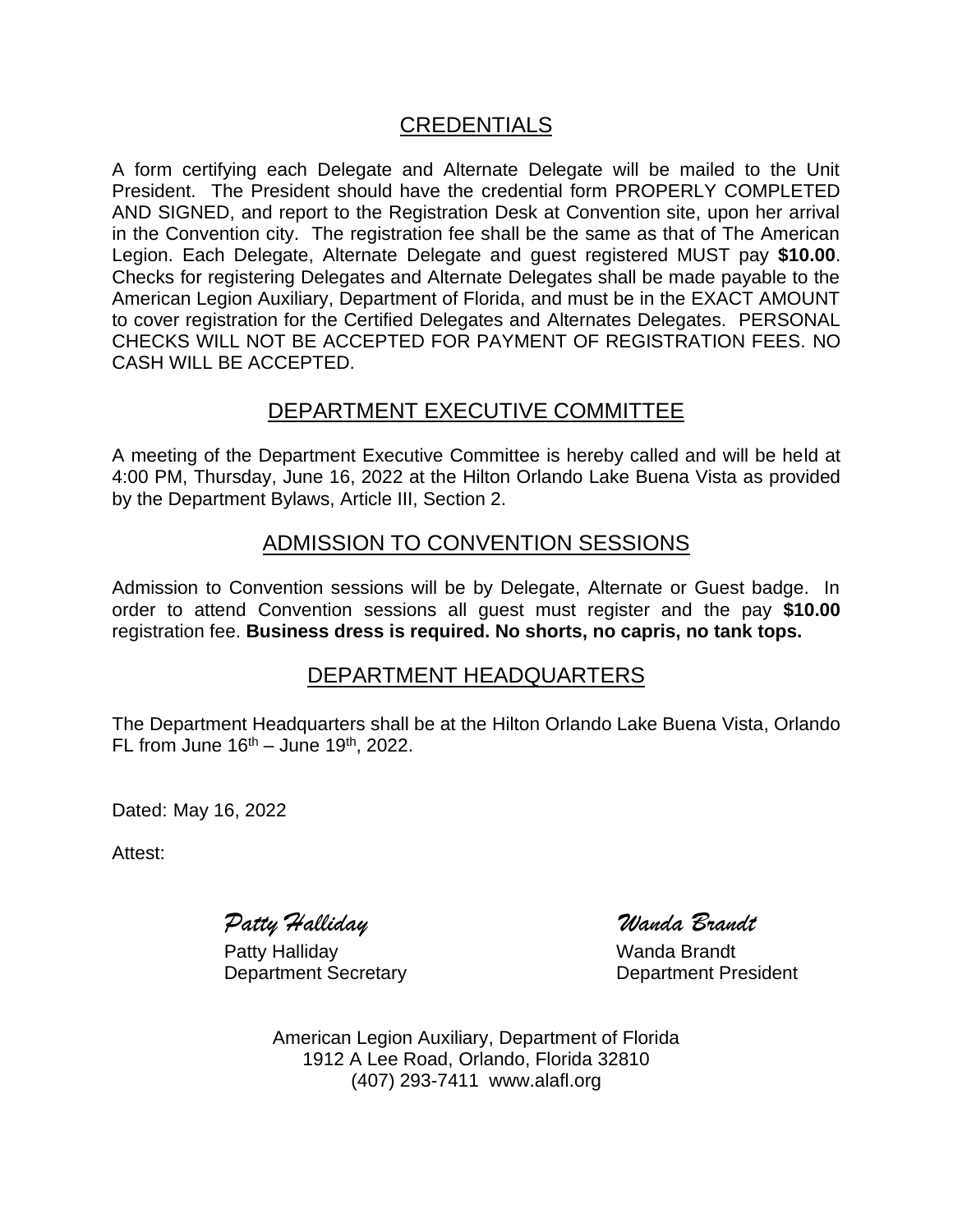## CREDENTIALS

A form certifying each Delegate and Alternate Delegate will be mailed to the Unit President. The President should have the credential form PROPERLY COMPLETED AND SIGNED, and report to the Registration Desk at Convention site, upon her arrival in the Convention city. The registration fee shall be the same as that of The American Legion. Each Delegate, Alternate Delegate and guest registered MUST pay **$10.00**. Checks for registering Delegates and Alternate Delegates shall be made payable to the American Legion Auxiliary, Department of Florida, and must be in the EXACT AMOUNT to cover registration for the Certified Delegates and Alternates Delegates. PERSONAL CHECKS WILL NOT BE ACCEPTED FOR PAYMENT OF REGISTRATION FEES. NO CASH WILL BE ACCEPTED.

## DEPARTMENT EXECUTIVE COMMITTEE

A meeting of the Department Executive Committee is hereby called and will be held at 4:00 PM, Thursday, June 16, 2022 at the Hilton Orlando Lake Buena Vista as provided by the Department Bylaws, Article III, Section 2.

## ADMISSION TO CONVENTION SESSIONS

Admission to Convention sessions will be by Delegate, Alternate or Guest badge. In order to attend Convention sessions all guest must register and the pay **$10.00** registration fee. **Business dress is required. No shorts, no capris, no tank tops.**

## DEPARTMENT HEADQUARTERS

The Department Headquarters shall be at the Hilton Orlando Lake Buena Vista, Orlando FL from June 16th – June 19th, 2022.

Dated: May 16, 2022

Attest:

*Patty Halliday*
Patty Halliday
Department Secretary

*Wanda Brandt*
Wanda Brandt
Department President

American Legion Auxiliary, Department of Florida
1912 A Lee Road, Orlando, Florida 32810
(407) 293-7411 www.alafl.org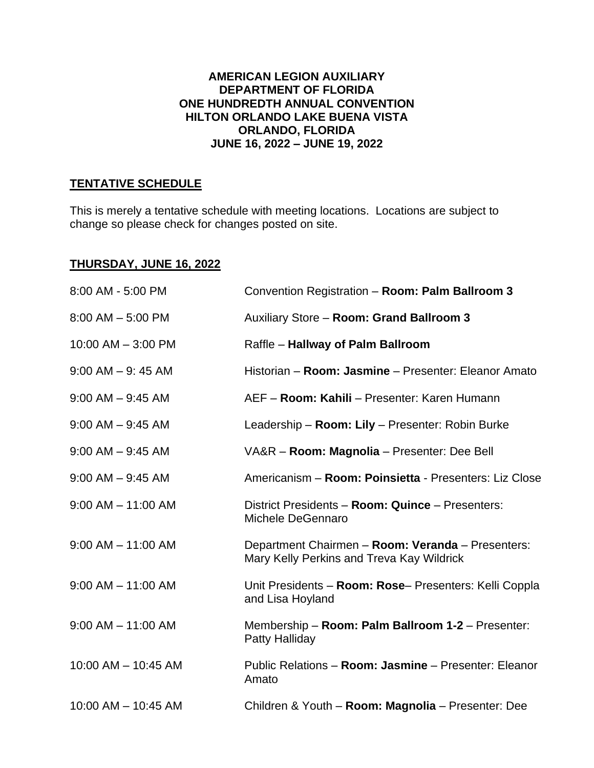**AMERICAN LEGION AUXILIARY**
**DEPARTMENT OF FLORIDA**
**ONE HUNDREDTH ANNUAL CONVENTION**
**HILTON ORLANDO LAKE BUENA VISTA**
**ORLANDO, FLORIDA**
**JUNE 16, 2022 – JUNE 19, 2022**

## TENTATIVE SCHEDULE

This is merely a tentative schedule with meeting locations. Locations are subject to change so please check for changes posted on site.

### THURSDAY, JUNE 16, 2022

| | |
|---|---|
| 8:00 AM - 5:00 PM | Convention Registration – **Room: Palm Ballroom 3** |
| 8:00 AM – 5:00 PM | Auxiliary Store – **Room: Grand Ballroom 3** |
| 10:00 AM – 3:00 PM | Raffle – **Hallway of Palm Ballroom** |
| 9:00 AM – 9: 45 AM | Historian – **Room: Jasmine** – Presenter: Eleanor Amato |
| 9:00 AM – 9:45 AM | AEF – **Room: Kahili** – Presenter: Karen Humann |
| 9:00 AM – 9:45 AM | Leadership – **Room: Lily** – Presenter: Robin Burke |
| 9:00 AM – 9:45 AM | VA&R – **Room: Magnolia** – Presenter: Dee Bell |
| 9:00 AM – 9:45 AM | Americanism – **Room: Poinsietta** - Presenters: Liz Close |
| 9:00 AM – 11:00 AM | District Presidents – **Room: Quince** – Presenters: Michele DeGennaro |
| 9:00 AM – 11:00 AM | Department Chairmen – **Room: Veranda** – Presenters: Mary Kelly Perkins and Treva Kay Wildrick |
| 9:00 AM – 11:00 AM | Unit Presidents – **Room: Rose**– Presenters: Kelli Coppla and Lisa Hoyland |
| 9:00 AM – 11:00 AM | Membership – **Room: Palm Ballroom 1-2** – Presenter: Patty Halliday |
| 10:00 AM – 10:45 AM | Public Relations – **Room: Jasmine** – Presenter: Eleanor Amato |
| 10:00 AM – 10:45 AM | Children & Youth – **Room: Magnolia** – Presenter: Dee |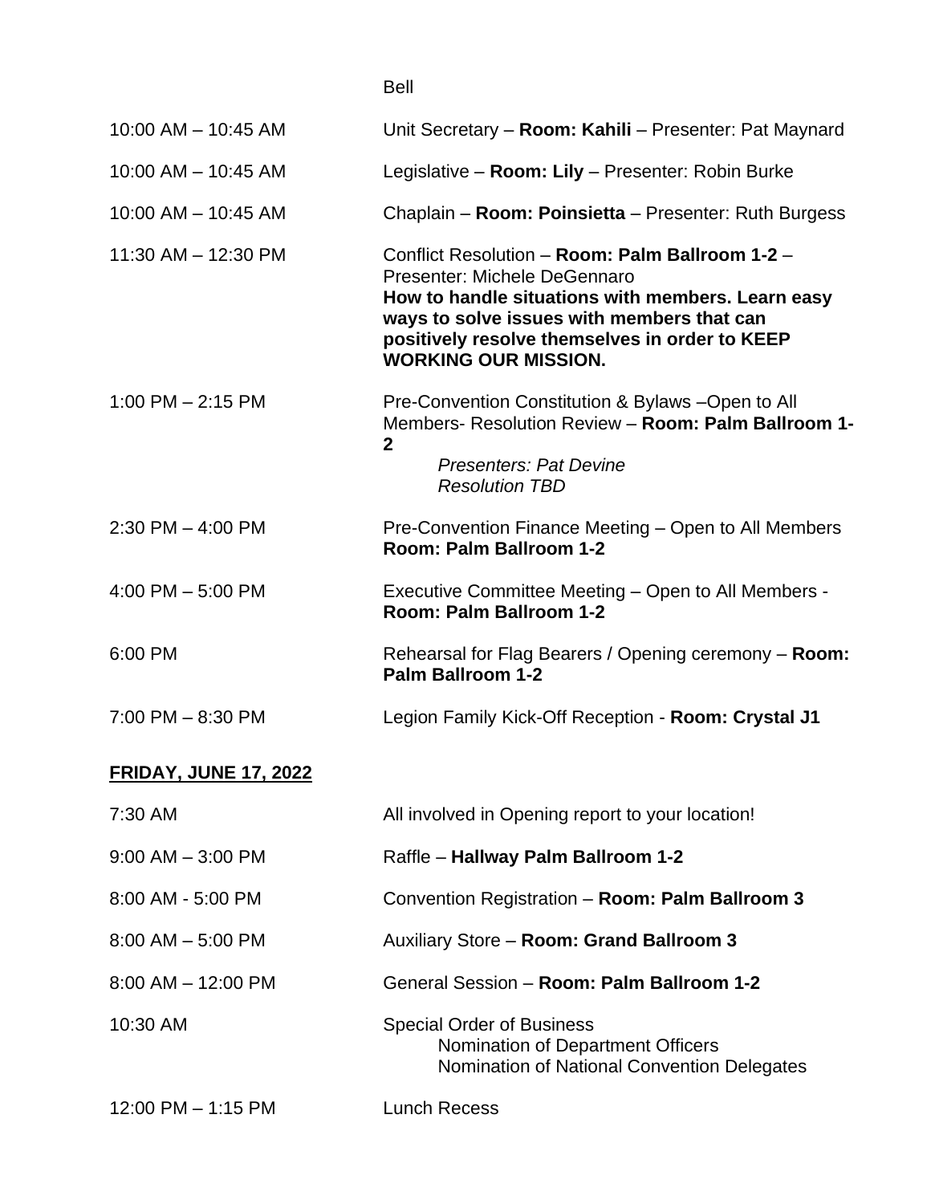Bell

| | |
|---|---|
| 10:00 AM – 10:45 AM | Unit Secretary – **Room: Kahili** – Presenter: Pat Maynard |
| 10:00 AM – 10:45 AM | Legislative – **Room: Lily** – Presenter: Robin Burke |
| 10:00 AM – 10:45 AM | Chaplain – **Room: Poinsietta** – Presenter: Ruth Burgess |
| 11:30 AM – 12:30 PM | Conflict Resolution – **Room: Palm Ballroom 1-2** – Presenter: Michele DeGennaro **How to handle situations with members. Learn easy ways to solve issues with members that can positively resolve themselves in order to KEEP WORKING OUR MISSION.** |
| 1:00 PM – 2:15 PM | Pre-Convention Constitution & Bylaws –Open to All Members- Resolution Review – **Room: Palm Ballroom 1-2** *Presenters: Pat Devine* *Resolution TBD* |
| 2:30 PM – 4:00 PM | Pre-Convention Finance Meeting – Open to All Members **Room: Palm Ballroom 1-2** |
| 4:00 PM – 5:00 PM | Executive Committee Meeting – Open to All Members - **Room: Palm Ballroom 1-2** |
| 6:00 PM | Rehearsal for Flag Bearers / Opening ceremony – **Room: Palm Ballroom 1-2** |
| 7:00 PM – 8:30 PM | Legion Family Kick-Off Reception - **Room: Crystal J1** |

**<u>FRIDAY, JUNE 17, 2022</u>**

| | |
|---|---|
| 7:30 AM | All involved in Opening report to your location! |
| 9:00 AM – 3:00 PM | Raffle – **Hallway Palm Ballroom 1-2** |
| 8:00 AM - 5:00 PM | Convention Registration – **Room: Palm Ballroom 3** |
| 8:00 AM – 5:00 PM | Auxiliary Store – **Room: Grand Ballroom 3** |
| 8:00 AM – 12:00 PM | General Session – **Room: Palm Ballroom 1-2** |
| 10:30 AM | Special Order of Business<br>Nomination of Department Officers<br>Nomination of National Convention Delegates |
| 12:00 PM – 1:15 PM | Lunch Recess |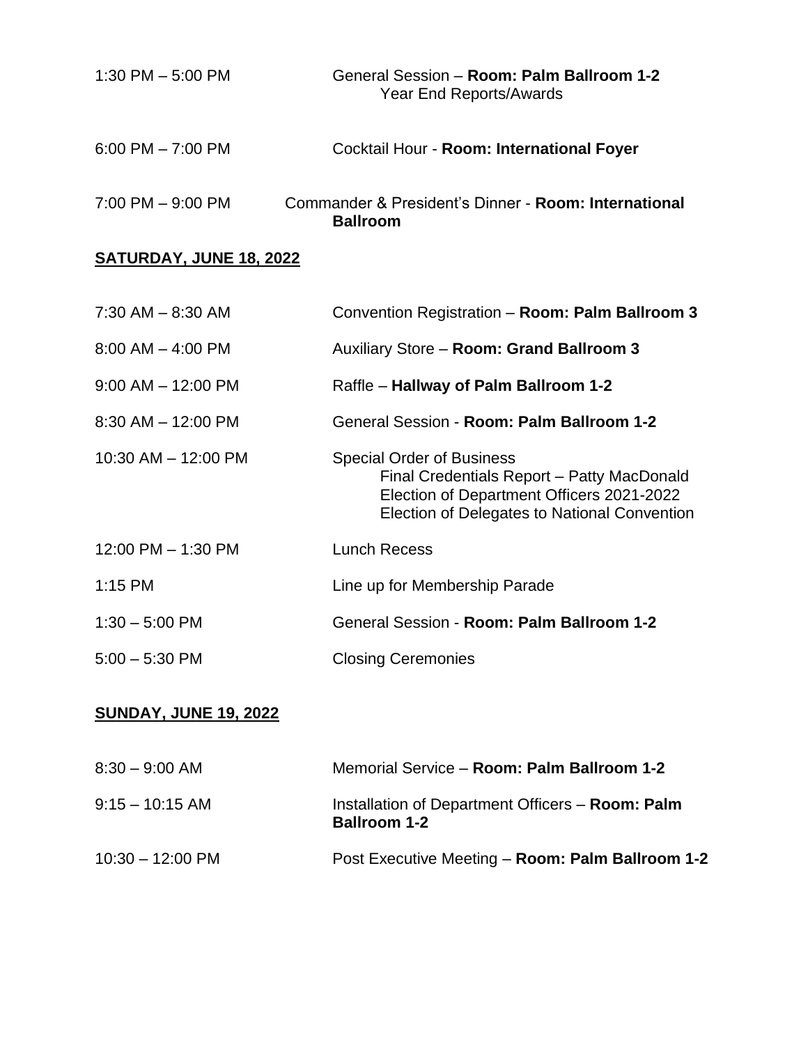1:30 PM – 5:00 PM General Session – **Room: Palm Ballroom 1-2**
Year End Reports/Awards

6:00 PM – 7:00 PM Cocktail Hour - **Room: International Foyer**

7:00 PM – 9:00 PM Commander & President's Dinner - **Room: International Ballroom**

## SATURDAY, JUNE 18, 2022

7:30 AM – 8:30 AM Convention Registration – **Room: Palm Ballroom 3**

8:00 AM – 4:00 PM Auxiliary Store – **Room: Grand Ballroom 3**

9:00 AM – 12:00 PM Raffle – **Hallway of Palm Ballroom 1-2**

8:30 AM – 12:00 PM General Session - **Room: Palm Ballroom 1-2**

10:30 AM – 12:00 PM Special Order of Business
Final Credentials Report – Patty MacDonald
Election of Department Officers 2021-2022
Election of Delegates to National Convention

12:00 PM – 1:30 PM Lunch Recess

1:15 PM Line up for Membership Parade

1:30 – 5:00 PM General Session - **Room: Palm Ballroom 1-2**

5:00 – 5:30 PM Closing Ceremonies

## SUNDAY, JUNE 19, 2022

8:30 – 9:00 AM Memorial Service – **Room: Palm Ballroom 1-2**

9:15 – 10:15 AM Installation of Department Officers – **Room: Palm Ballroom 1-2**

10:30 – 12:00 PM Post Executive Meeting – **Room: Palm Ballroom 1-2**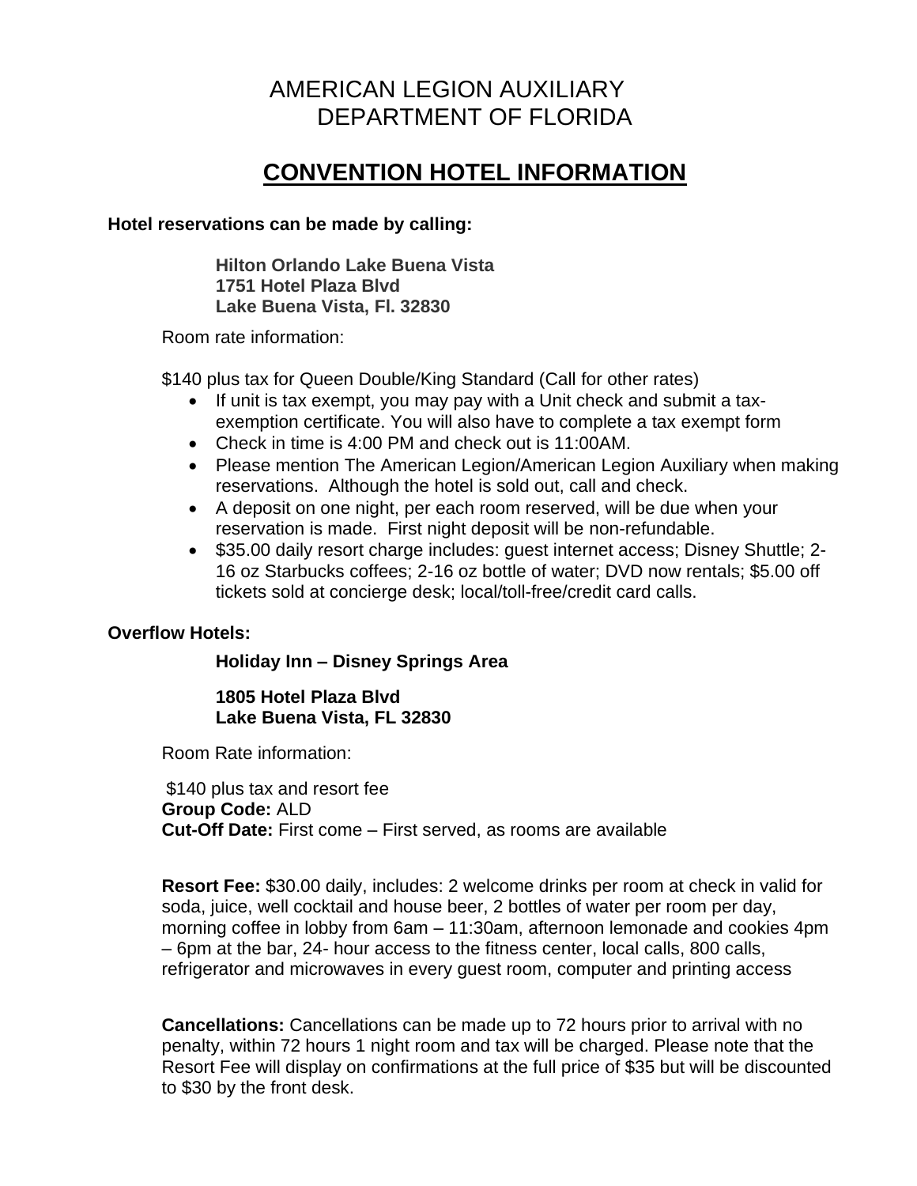# AMERICAN LEGION AUXILIARY
# DEPARTMENT OF FLORIDA

## CONVENTION HOTEL INFORMATION

**Hotel reservations can be made by calling:**

**Hilton Orlando Lake Buena Vista**
**1751 Hotel Plaza Blvd**
**Lake Buena Vista, Fl. 32830**

Room rate information:

$140 plus tax for Queen Double/King Standard (Call for other rates)

- If unit is tax exempt, you may pay with a Unit check and submit a tax-exemption certificate. You will also have to complete a tax exempt form
- Check in time is 4:00 PM and check out is 11:00AM.
- Please mention The American Legion/American Legion Auxiliary when making reservations. Although the hotel is sold out, call and check.
- A deposit on one night, per each room reserved, will be due when your reservation is made. First night deposit will be non-refundable.
- $35.00 daily resort charge includes: guest internet access; Disney Shuttle; 2-16 oz Starbucks coffees; 2-16 oz bottle of water; DVD now rentals; $5.00 off tickets sold at concierge desk; local/toll-free/credit card calls.

**Overflow Hotels:**

**Holiday Inn – Disney Springs Area**

**1805 Hotel Plaza Blvd**
**Lake Buena Vista, FL 32830**

Room Rate information:

$140 plus tax and resort fee
**Group Code:** ALD
**Cut-Off Date:** First come – First served, as rooms are available

**Resort Fee:** $30.00 daily, includes: 2 welcome drinks per room at check in valid for soda, juice, well cocktail and house beer, 2 bottles of water per room per day, morning coffee in lobby from 6am – 11:30am, afternoon lemonade and cookies 4pm – 6pm at the bar, 24- hour access to the fitness center, local calls, 800 calls, refrigerator and microwaves in every guest room, computer and printing access

**Cancellations:** Cancellations can be made up to 72 hours prior to arrival with no penalty, within 72 hours 1 night room and tax will be charged. Please note that the Resort Fee will display on confirmations at the full price of $35 but will be discounted to $30 by the front desk.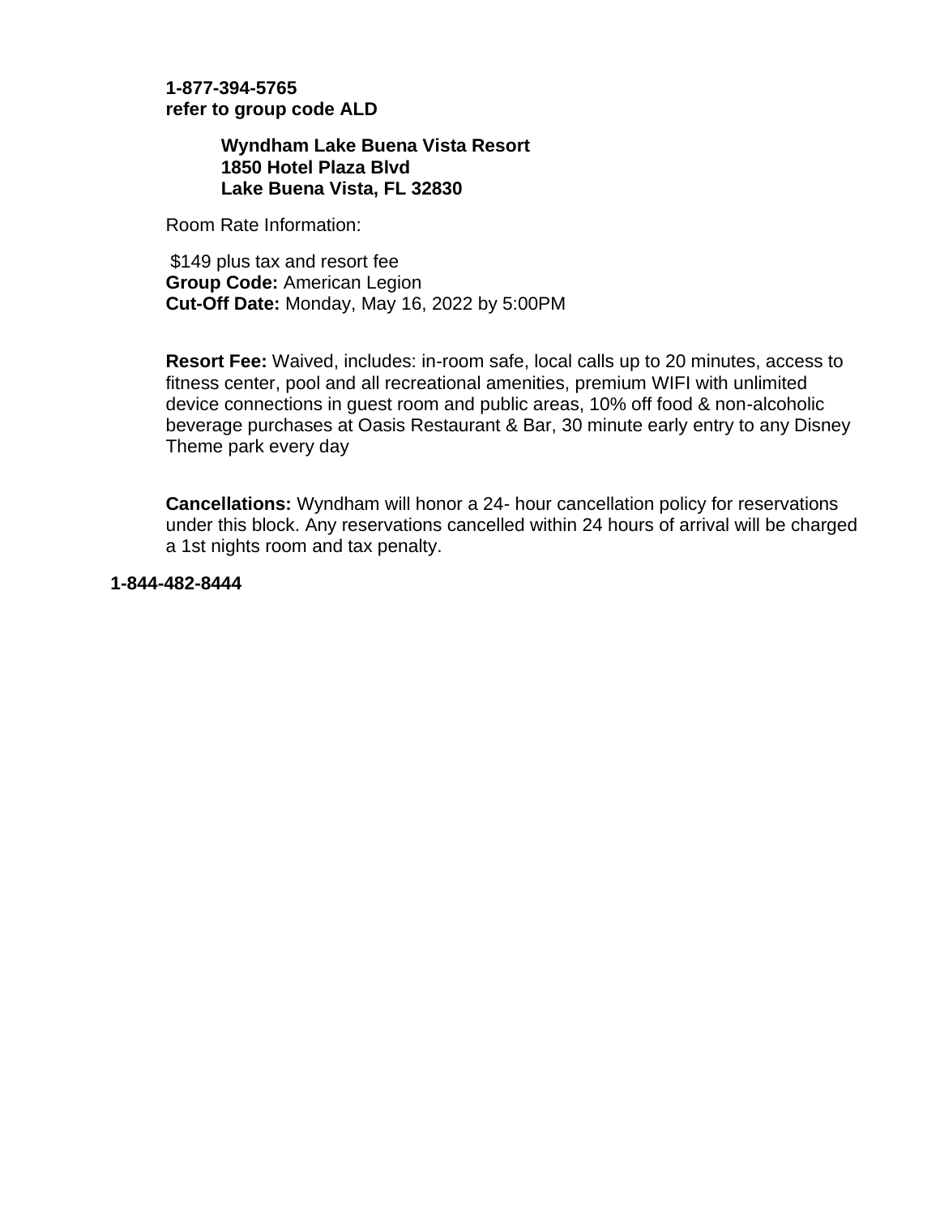**1-877-394-5765**
**refer to group code ALD**

**Wyndham Lake Buena Vista Resort**
**1850 Hotel Plaza Blvd**
**Lake Buena Vista, FL 32830**

Room Rate Information:

$149 plus tax and resort fee
**Group Code:** American Legion
**Cut-Off Date:** Monday, May 16, 2022 by 5:00PM

**Resort Fee:** Waived, includes: in-room safe, local calls up to 20 minutes, access to fitness center, pool and all recreational amenities, premium WIFI with unlimited device connections in guest room and public areas, 10% off food & non-alcoholic beverage purchases at Oasis Restaurant & Bar, 30 minute early entry to any Disney Theme park every day

**Cancellations:** Wyndham will honor a 24- hour cancellation policy for reservations under this block. Any reservations cancelled within 24 hours of arrival will be charged a 1st nights room and tax penalty.

**1-844-482-8444**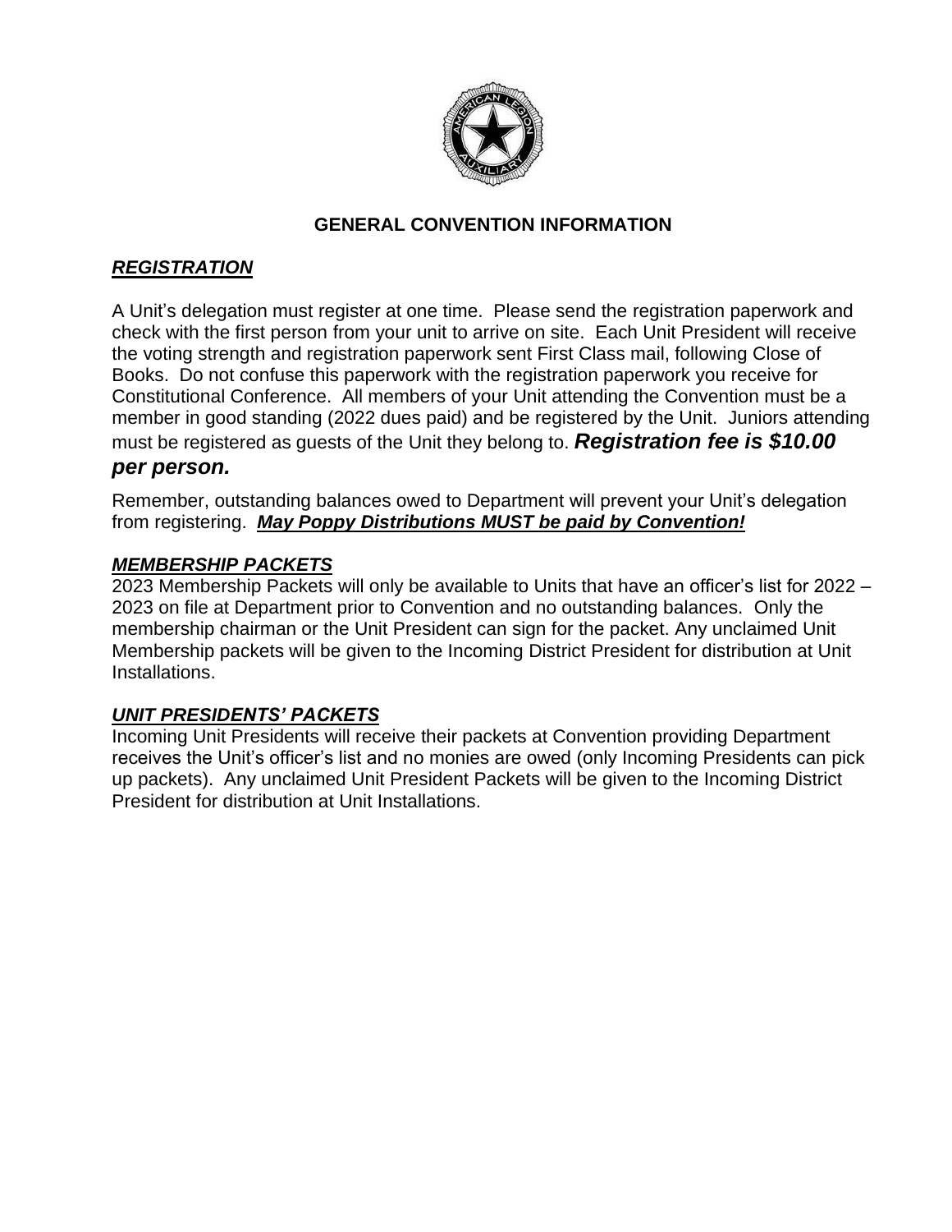# GENERAL CONVENTION INFORMATION

## ***REGISTRATION***

A Unit's delegation must register at one time. Please send the registration paperwork and check with the first person from your unit to arrive on site. Each Unit President will receive the voting strength and registration paperwork sent First Class mail, following Close of Books. Do not confuse this paperwork with the registration paperwork you receive for Constitutional Conference. All members of your Unit attending the Convention must be a member in good standing (2022 dues paid) and be registered by the Unit. Juniors attending must be registered as guests of the Unit they belong to. ***Registration fee is $10.00 per person.***

Remember, outstanding balances owed to Department will prevent your Unit's delegation from registering. ***May Poppy Distributions MUST be paid by Convention!***

## ***MEMBERSHIP PACKETS***

2023 Membership Packets will only be available to Units that have an officer's list for 2022 – 2023 on file at Department prior to Convention and no outstanding balances. Only the membership chairman or the Unit President can sign for the packet. Any unclaimed Unit Membership packets will be given to the Incoming District President for distribution at Unit Installations.

## ***UNIT PRESIDENTS' PACKETS***

Incoming Unit Presidents will receive their packets at Convention providing Department receives the Unit's officer's list and no monies are owed (only Incoming Presidents can pick up packets). Any unclaimed Unit President Packets will be given to the Incoming District President for distribution at Unit Installations.